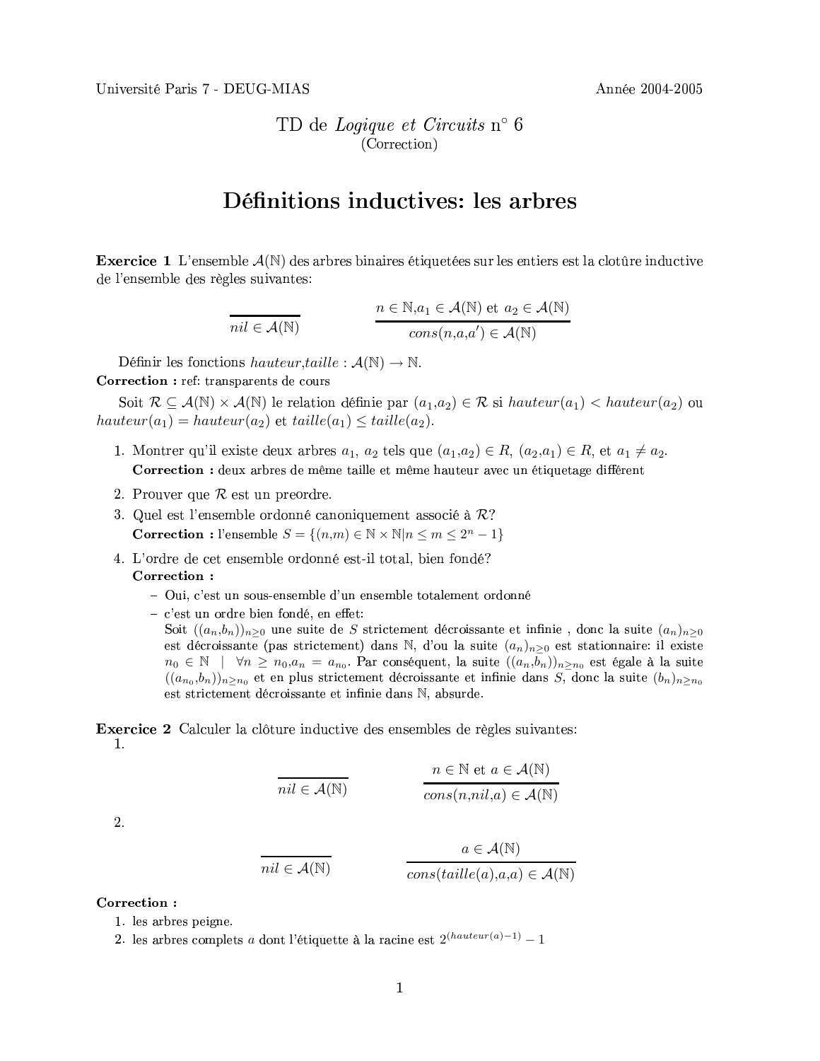Université Paris 7 - DEUG-MIAS Année 2004-2005

TD de *Logique et Circuits* n° 6
(Correction)

# Définitions inductives: les arbres

**Exercice 1** L'ensemble $\mathcal{A}(\mathbb{N})$ des arbres binaires étiquetées sur les entiers est la clotûre inductive de l'ensemble des règles suivantes:

$$\frac{}{nil \in \mathcal{A}(\mathbb{N})} \qquad \frac{n \in \mathbb{N}, a_1 \in \mathcal{A}(\mathbb{N}) \text{ et } a_2 \in \mathcal{A}(\mathbb{N})}{cons(n,a,a') \in \mathcal{A}(\mathbb{N})}$$

Définir les fonctions $hauteur, taille : \mathcal{A}(\mathbb{N}) \to \mathbb{N}$.

**Correction :** ref: transparents de cours

Soit $\mathcal{R} \subseteq \mathcal{A}(\mathbb{N}) \times \mathcal{A}(\mathbb{N})$ le relation définie par $(a_1,a_2) \in \mathcal{R}$ si $hauteur(a_1) < hauteur(a_2)$ ou $hauteur(a_1) = hauteur(a_2)$ et $taille(a_1) \leq taille(a_2)$.

1. Montrer qu'il existe deux arbres $a_1$, $a_2$ tels que $(a_1,a_2) \in R$, $(a_2,a_1) \in R$, et $a_1 \neq a_2$.
   **Correction :** deux arbres de même taille et même hauteur avec un étiquetage différent
2. Prouver que $\mathcal{R}$ est un preordre.
3. Quel est l'ensemble ordonné canoniquement associé à $\mathcal{R}$?
   **Correction :** l'ensemble $S = \{(n,m) \in \mathbb{N} \times \mathbb{N} | n \leq m \leq 2^n - 1\}$
4. L'ordre de cet ensemble ordonné est-il total, bien fondé?
   **Correction :**
   - Oui, c'est un sous-ensemble d'un ensemble totalement ordonné
   - c'est un ordre bien fondé, en effet:
     Soit $((a_n,b_n))_{n\geq 0}$ une suite de $S$ strictement décroissante et infinie , donc la suite $(a_n)_{n\geq 0}$ est décroissante (pas strictement) dans $\mathbb{N}$, d'ou la suite $(a_n)_{n\geq 0}$ est stationnaire: il existe $n_0 \in \mathbb{N} \ | \ \forall n \geq n_0, a_n = a_{n_0}$. Par conséquent, la suite $((a_n,b_n))_{n\geq n_0}$ est égale à la suite $((a_{n_0},b_n))_{n\geq n_0}$ et en plus strictement décroissante et infinie dans $S$, donc la suite $(b_n)_{n\geq n_0}$ est strictement décroissante et infinie dans $\mathbb{N}$, absurde.

**Exercice 2** Calculer la clôture inductive des ensembles de règles suivantes:

1.
$$\frac{}{nil \in \mathcal{A}(\mathbb{N})} \qquad \frac{n \in \mathbb{N} \text{ et } a \in \mathcal{A}(\mathbb{N})}{cons(n,nil,a) \in \mathcal{A}(\mathbb{N})}$$

2.
$$\frac{}{nil \in \mathcal{A}(\mathbb{N})} \qquad \frac{a \in \mathcal{A}(\mathbb{N})}{cons(taille(a),a,a) \in \mathcal{A}(\mathbb{N})}$$

**Correction :**

1. les arbres peigne.
2. les arbres complets $a$ dont l'étiquette à la racine est $2^{(hauteur(a)-1)} - 1$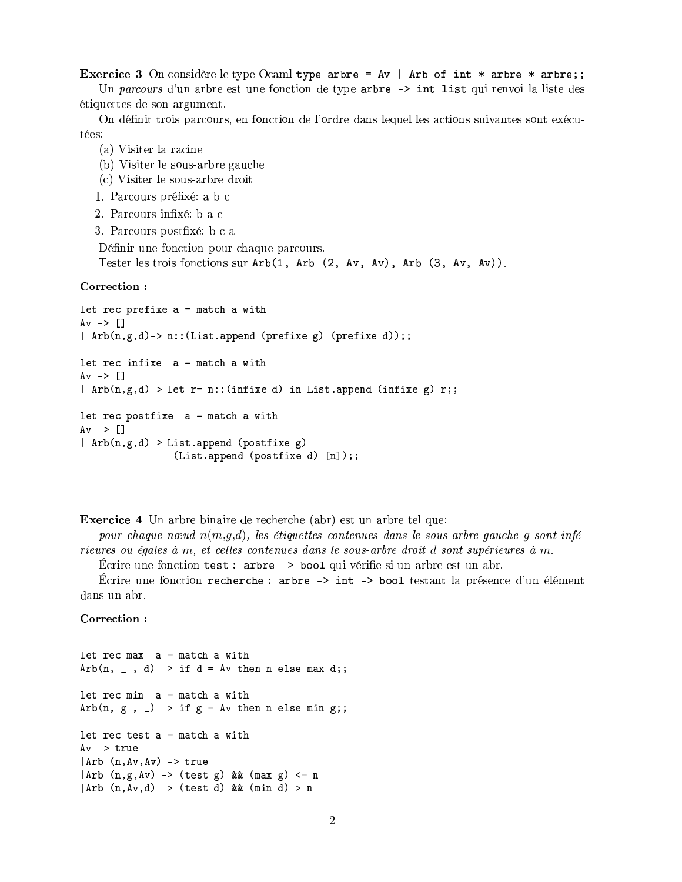**Exercice 3** On considère le type Ocaml `type arbre = Av | Arb of int * arbre * arbre;;`

Un *parcours* d'un arbre est une fonction de type `arbre -> int list` qui renvoi la liste des étiquettes de son argument.

On définit trois parcours, en fonction de l'ordre dans lequel les actions suivantes sont exécutées:

(a) Visiter la racine

(b) Visiter le sous-arbre gauche

(c) Visiter le sous-arbre droit

1. Parcours préfixé: a b c
2. Parcours infixé: b a c
3. Parcours postfixé: b c a

Définir une fonction pour chaque parcours.

Tester les trois fonctions sur `Arb(1, Arb (2, Av, Av), Arb (3, Av, Av))`.

**Correction :**

```
let rec prefixe a = match a with
Av -> []
| Arb(n,g,d)-> n::(List.append (prefixe g) (prefixe d));;

let rec infixe  a = match a with
Av -> []
| Arb(n,g,d)-> let r= n::(infixe d) in List.append (infixe g) r;;

let rec postfixe  a = match a with
Av -> []
| Arb(n,g,d)-> List.append (postfixe g)
               (List.append (postfixe d) [n]);;
```

**Exercice 4** Un arbre binaire de recherche (abr) est un arbre tel que:

*pour chaque nœud $n(m,g,d)$, les étiquettes contenues dans le sous-arbre gauche $g$ sont inférieures ou égales à $m$, et celles contenues dans le sous-arbre droit $d$ sont supérieures à $m$.*

Écrire une fonction `test : arbre -> bool` qui vérifie si un arbre est un abr.

Écrire une fonction `recherche : arbre -> int -> bool` testant la présence d'un élément dans un abr.

**Correction :**

```
let rec max  a = match a with
Arb(n, _ , d) -> if d = Av then n else max d;;

let rec min  a = match a with
Arb(n, g , _) -> if g = Av then n else min g;;

let rec test a = match a with
Av -> true
|Arb (n,Av,Av) -> true
|Arb (n,g,Av) -> (test g) && (max g) <= n
|Arb (n,Av,d) -> (test d) && (min d) > n
```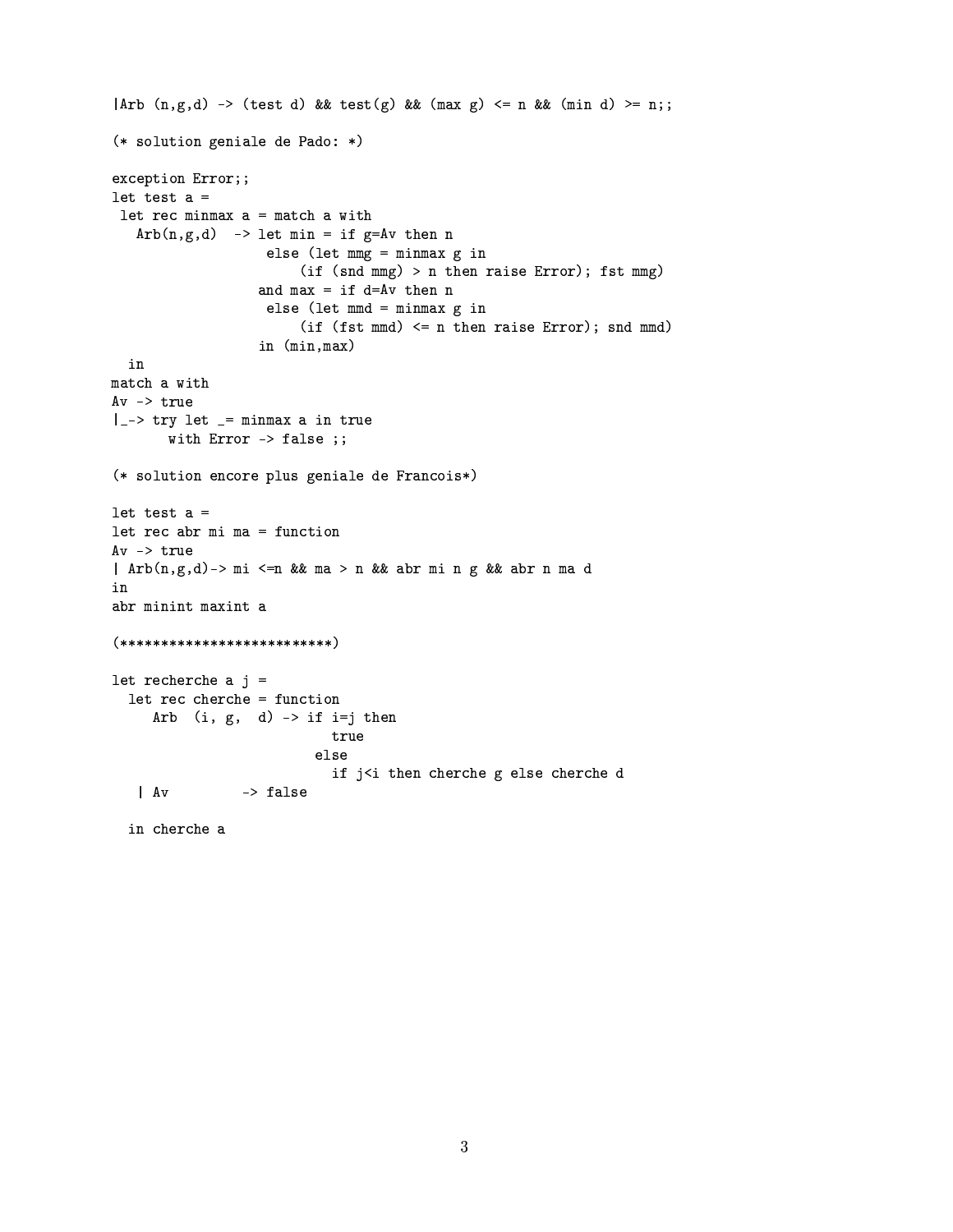```
|Arb (n,g,d) -> (test d) && test(g) && (max g) <= n && (min d) >= n;;

(* solution geniale de Pado: *)

exception Error;;
let test a =
 let rec minmax a = match a with
   Arb(n,g,d)  -> let min = if g=Av then n
                   else (let mmg = minmax g in
                       (if (snd mmg) > n then raise Error); fst mmg)
                  and max = if d=Av then n
                   else (let mmd = minmax g in
                       (if (fst mmd) <= n then raise Error); snd mmd)
                  in (min,max)
  in
match a with
Av -> true
|_-> try let _= minmax a in true
       with Error -> false ;;

(* solution encore plus geniale de Francois*)

let test a =
let rec abr mi ma = function
Av -> true
| Arb(n,g,d)-> mi <=n && ma > n && abr mi n g && abr n ma d
in
abr minint maxint a

(*************************)

let recherche a j =
  let rec cherche = function
     Arb  (i, g,  d) -> if i=j then
                           true
                         else
                           if j<i then cherche g else cherche d
   | Av         -> false

  in cherche a
```